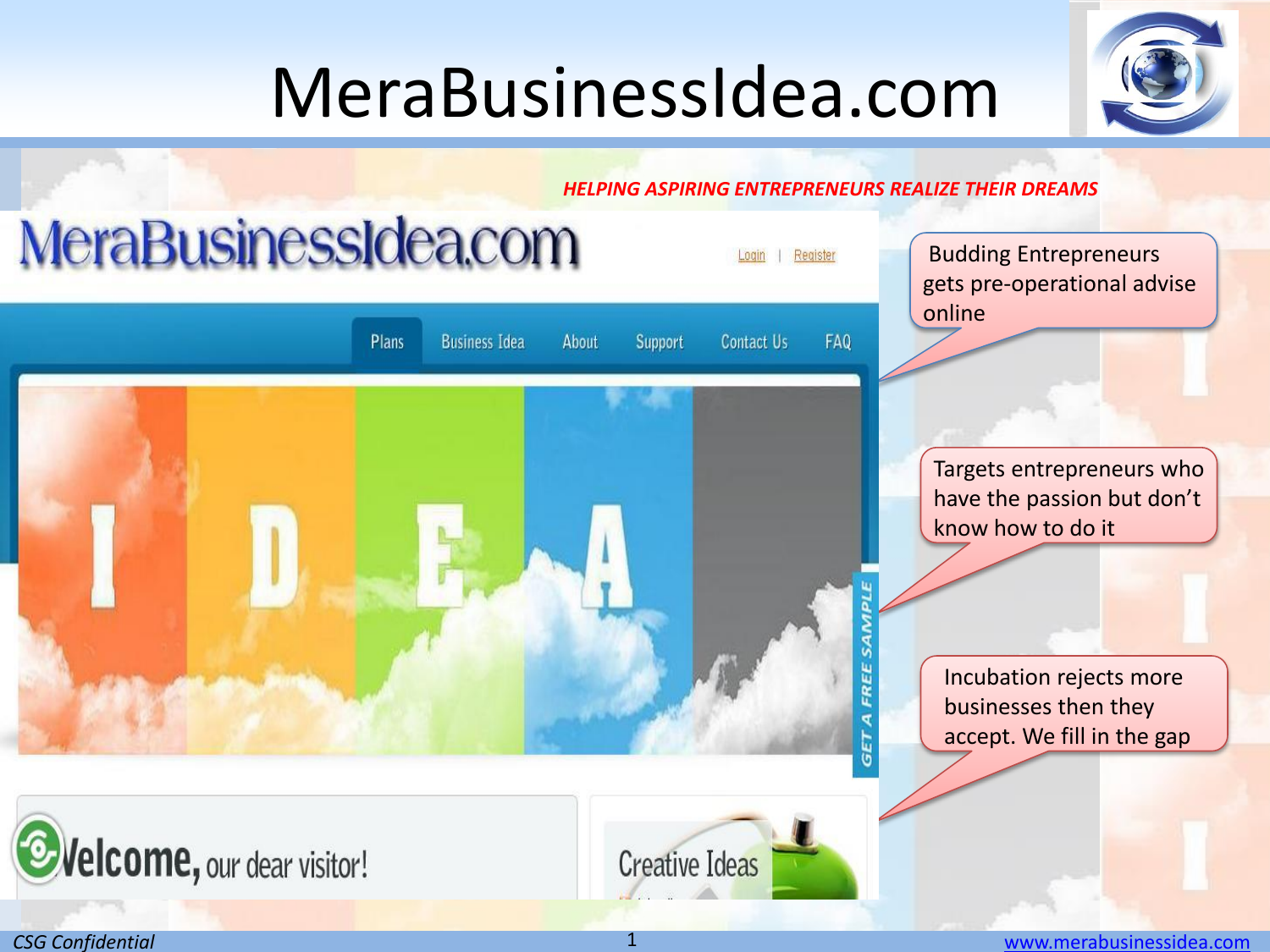# MeraBusinessIdea.com

*HELPING ASPIRING ENTREPRENEURS REALIZE THEIR DREAMS*

MeraBusinessIdea.com

Login | Register

Plans | Business Idea | About | Support | Contact Us | FAQ

IDEA

GET A FREE SAMPLE

Welcome, our dear visitor!

Creative Ideas

- Budding Entrepreneurs gets pre-operational advise online
- Targets entrepreneurs who have the passion but don't know how to do it
- Incubation rejects more businesses then they accept. We fill in the gap

*CSG Confidential*

www.merabusinessidea.com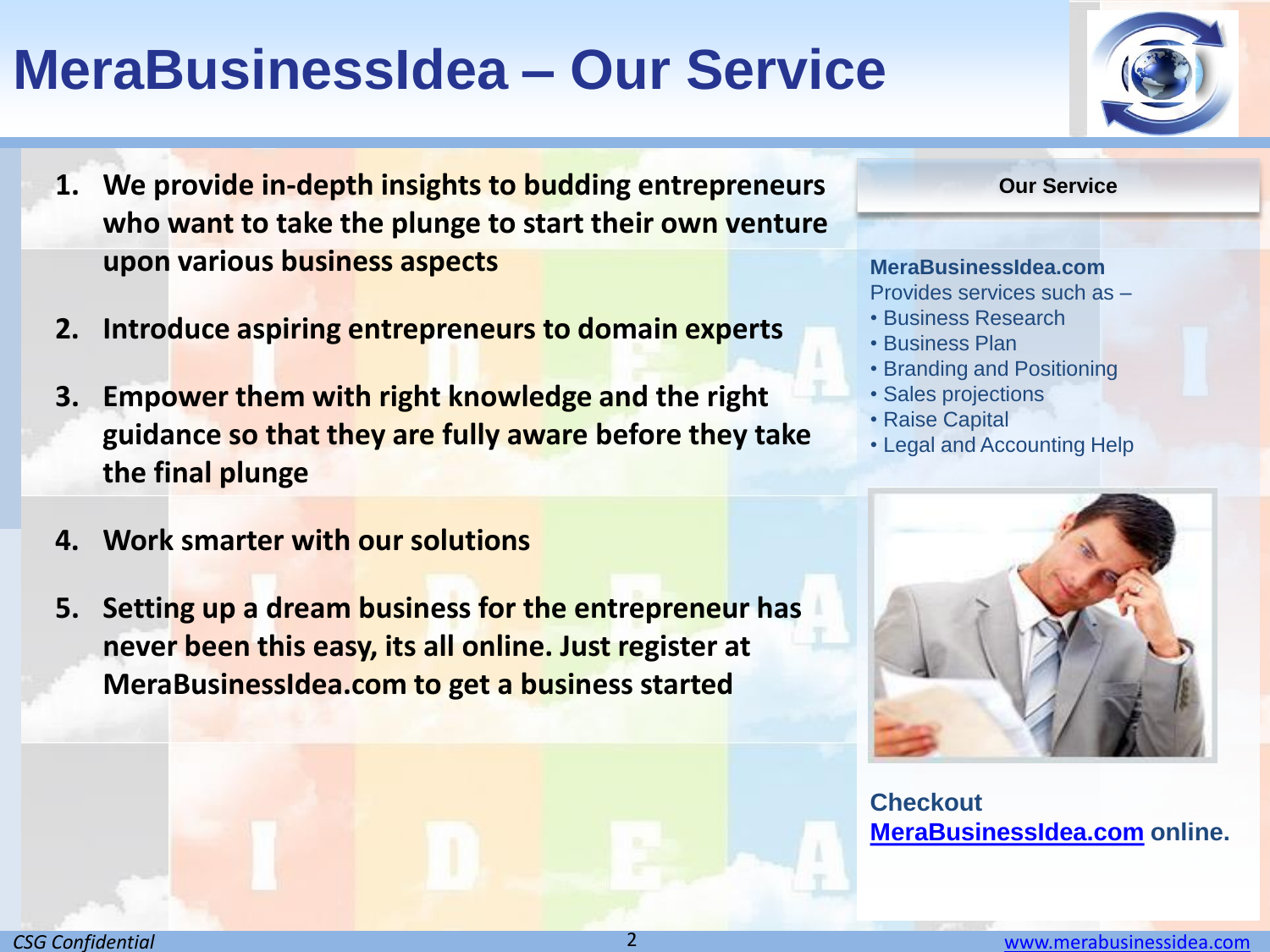# MeraBusinessIdea – Our Service

1. **We provide in-depth insights to budding entrepreneurs who want to take the plunge to start their own venture upon various business aspects**
2. **Introduce aspiring entrepreneurs to domain experts**
3. **Empower them with right knowledge and the right guidance so that they are fully aware before they take the final plunge**
4. **Work smarter with our solutions**
5. **Setting up a dream business for the entrepreneur has never been this easy, its all online. Just register at MeraBusinessIdea.com to get a business started**

**Our Service**

**MeraBusinessIdea.com**
Provides services such as –

- Business Research
- Business Plan
- Branding and Positioning
- Sales projections
- Raise Capital
- Legal and Accounting Help

**Checkout [MeraBusinessIdea.com](http://www.merabusinessidea.com) online.**

*CSG Confidential*

www.merabusinessidea.com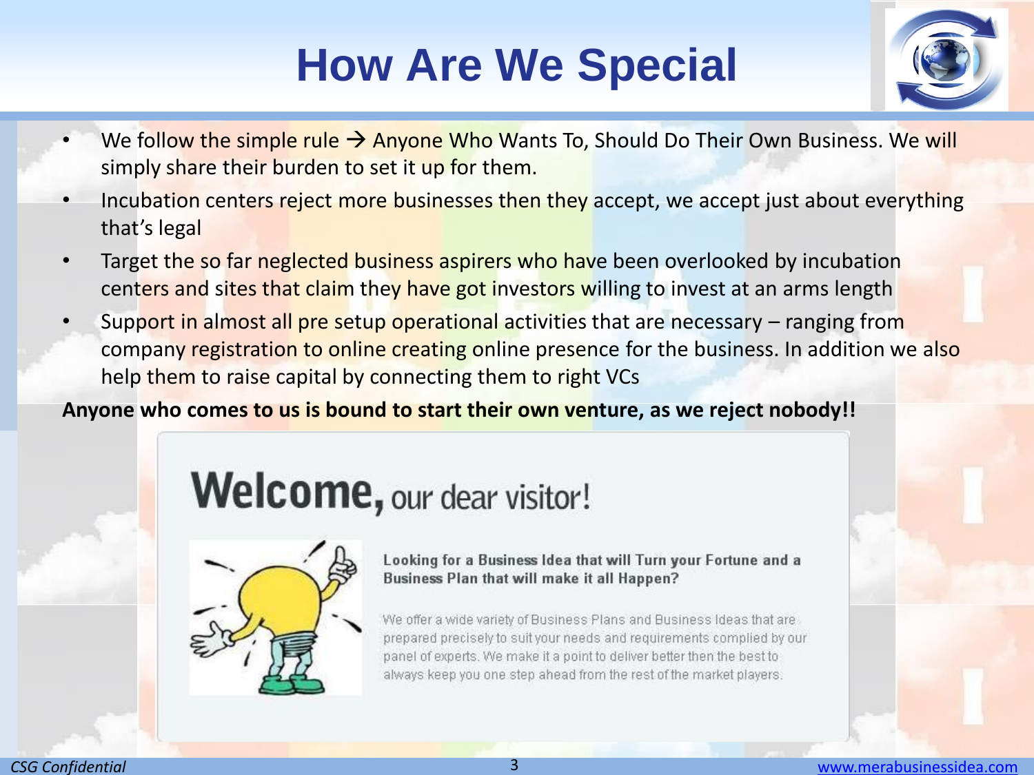# How Are We Special

- We follow the simple rule → Anyone Who Wants To, Should Do Their Own Business. We will simply share their burden to set it up for them.
- Incubation centers reject more businesses then they accept, we accept just about everything that's legal
- Target the so far neglected business aspirers who have been overlooked by incubation centers and sites that claim they have got investors willing to invest at an arms length
- Support in almost all pre setup operational activities that are necessary – ranging from company registration to online creating online presence for the business. In addition we also help them to raise capital by connecting them to right VCs

**Anyone who comes to us is bound to start their own venture, as we reject nobody!!**

**Welcome,** our dear visitor!

**Looking for a Business Idea that will Turn your Fortune and a Business Plan that will make it all Happen?**

We offer a wide variety of Business Plans and Business Ideas that are prepared precisely to suit your needs and requirements complied by our panel of experts. We make it a point to deliver better then the best to always keep you one step ahead from the rest of the market players.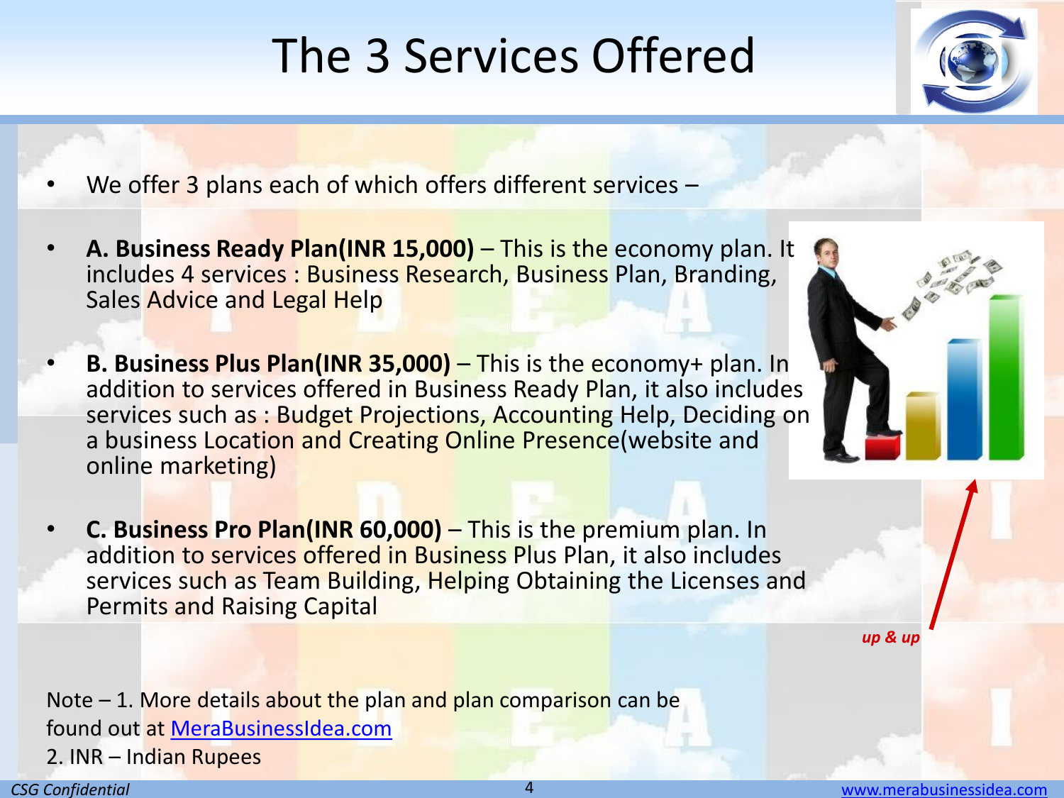# The 3 Services Offered

- We offer 3 plans each of which offers different services –
- **A. Business Ready Plan(INR 15,000)** – This is the economy plan. It includes 4 services : Business Research, Business Plan, Branding, Sales Advice and Legal Help
- **B. Business Plus Plan(INR 35,000)** – This is the economy+ plan. In addition to services offered in Business Ready Plan, it also includes services such as : Budget Projections, Accounting Help, Deciding on a business Location and Creating Online Presence(website and online marketing)
- **C. Business Pro Plan(INR 60,000)** – This is the premium plan. In addition to services offered in Business Plus Plan, it also includes services such as Team Building, Helping Obtaining the Licenses and Permits and Raising Capital

*up & up*

Note – 1. More details about the plan and plan comparison can be found out at [MeraBusinessIdea.com](MeraBusinessIdea.com)
2. INR – Indian Rupees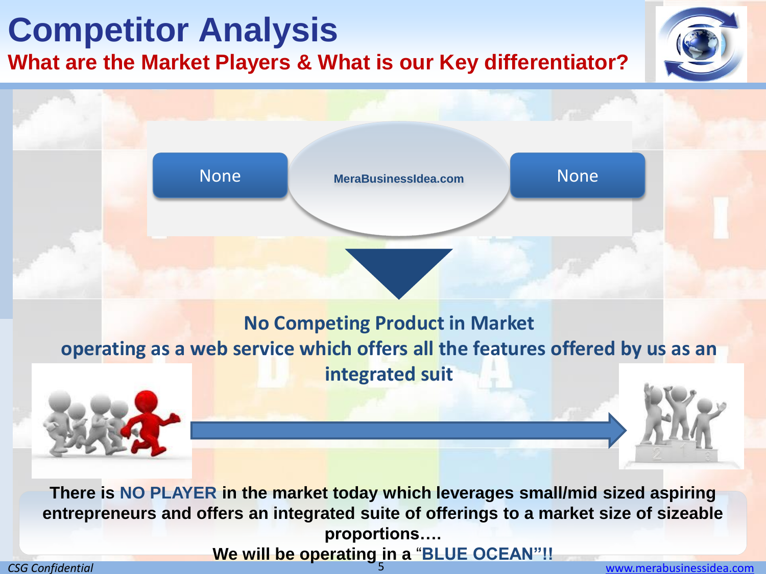# Competitor Analysis

## What are the Market Players & What is our Key differentiator?

None | MeraBusinessIdea.com | None

**No Competing Product in Market**
**operating as a web service which offers all the features offered by us as an integrated suit**

**There is NO PLAYER in the market today which leverages small/mid sized aspiring entrepreneurs and offers an integrated suite of offerings to a market size of sizeable proportions….**

**We will be operating in a "BLUE OCEAN"!!**

*CSG Confidential*

www.merabusinessidea.com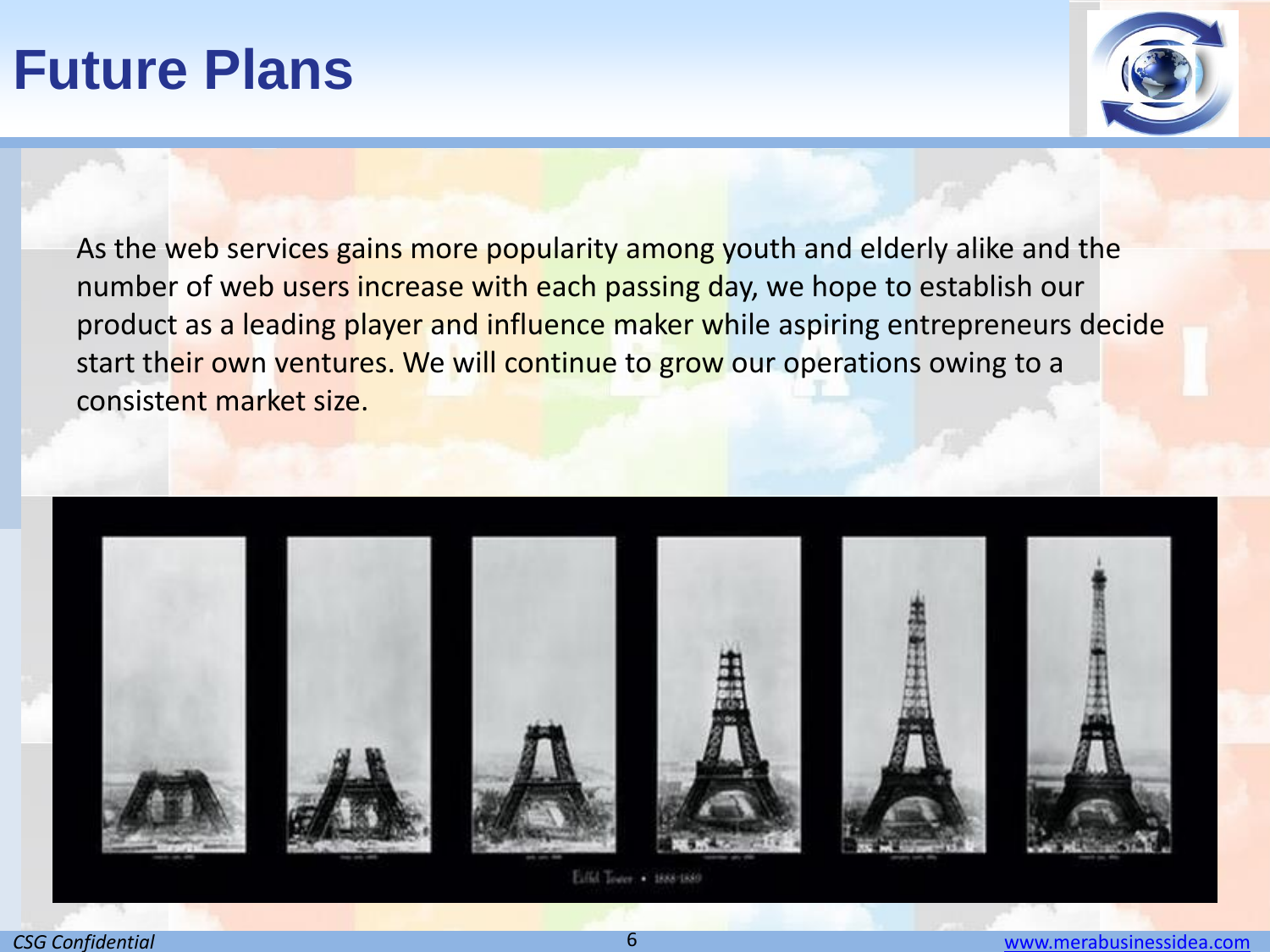# Future Plans

As the web services gains more popularity among youth and elderly alike and the number of web users increase with each passing day, we hope to establish our product as a leading player and influence maker while aspiring entrepreneurs decide start their own ventures. We will continue to grow our operations owing to a consistent market size.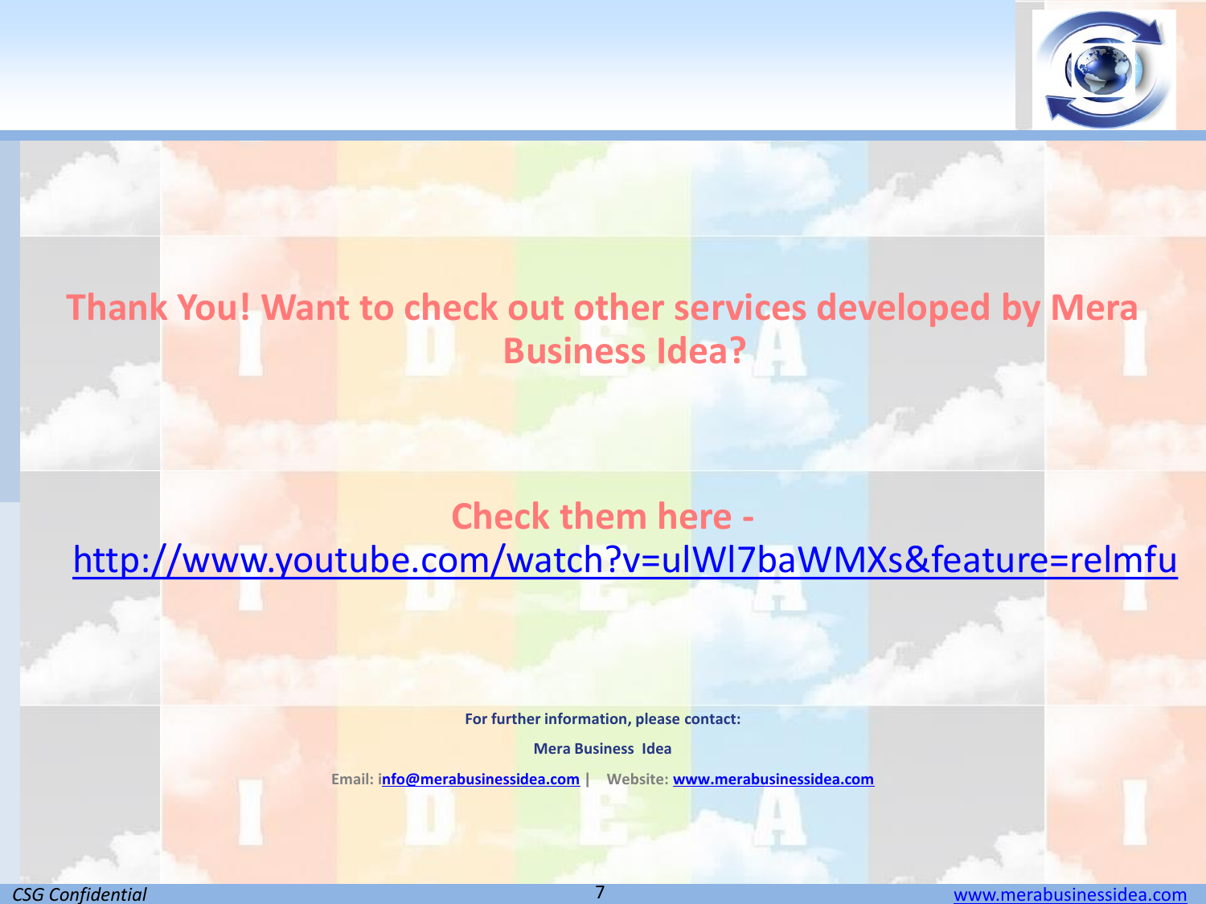## Thank You! Want to check out other services developed by Mera Business Idea?

## Check them here - http://www.youtube.com/watch?v=ulWl7baWMXs&feature=relmfu

**For further information, please contact:**

**Mera Business Idea**

**Email: info@merabusinessidea.com | Website: www.merabusinessidea.com**